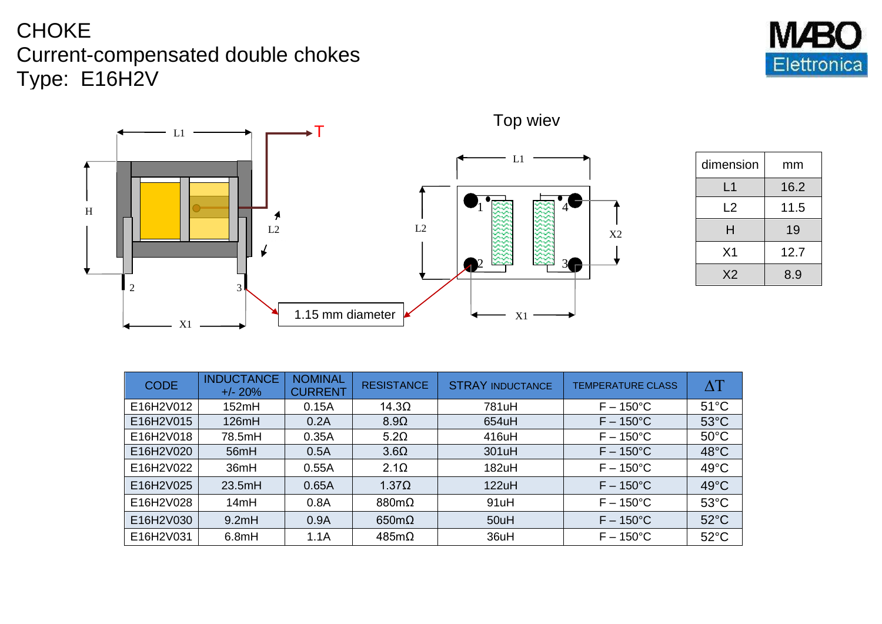# CHOKE

## Current-compensated double chokes

## Type: E16H2V

MABO Elettronica

Top wiev

L1

T

H

L2

2

3

X1

1.15 mm diameter

1

4

2

3

X2

| dimension | mm |
|---|---|
| L1 | 16.2 |
| L2 | 11.5 |
| H | 19 |
| X1 | 12.7 |
| X2 | 8.9 |

| CODE | INDUCTANCE +/- 20% | NOMINAL CURRENT | RESISTANCE | STRAY INDUCTANCE | TEMPERATURE CLASS | ΔT |
|---|---|---|---|---|---|---|
| E16H2V012 | 152mH | 0.15A | 14.3Ω | 781uH | F – 150°C | 51°C |
| E16H2V015 | 126mH | 0.2A | 8.9Ω | 654uH | F – 150°C | 53°C |
| E16H2V018 | 78.5mH | 0.35A | 5.2Ω | 416uH | F – 150°C | 50°C |
| E16H2V020 | 56mH | 0.5A | 3.6Ω | 301uH | F – 150°C | 48°C |
| E16H2V022 | 36mH | 0.55A | 2.1Ω | 182uH | F – 150°C | 49°C |
| E16H2V025 | 23.5mH | 0.65A | 1.37Ω | 122uH | F – 150°C | 49°C |
| E16H2V028 | 14mH | 0.8A | 880mΩ | 91uH | F – 150°C | 53°C |
| E16H2V030 | 9.2mH | 0.9A | 650mΩ | 50uH | F – 150°C | 52°C |
| E16H2V031 | 6.8mH | 1.1A | 485mΩ | 36uH | F – 150°C | 52°C |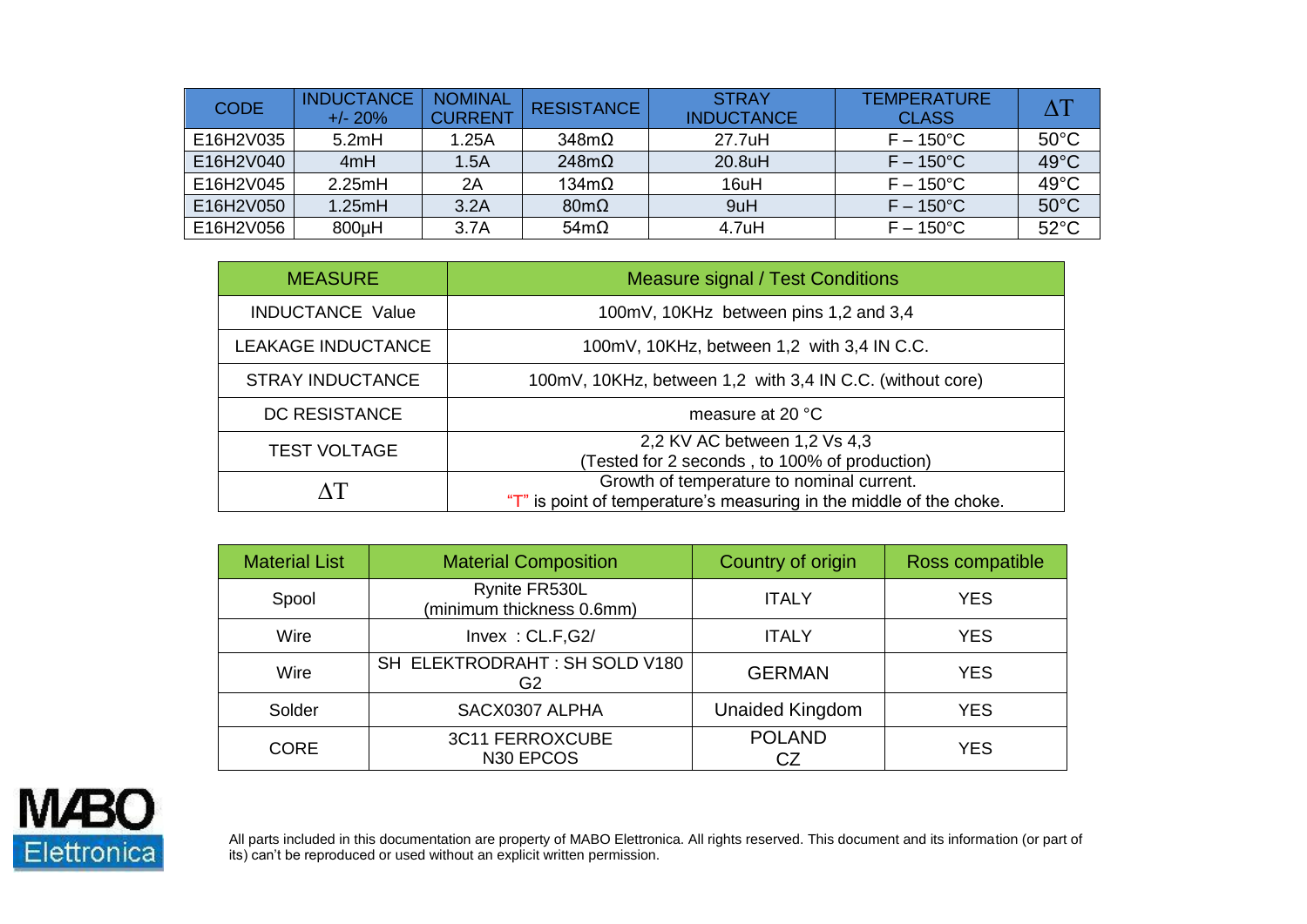| CODE | INDUCTANCE +/- 20% | NOMINAL CURRENT | RESISTANCE | STRAY INDUCTANCE | TEMPERATURE CLASS | ΔT |
|---|---|---|---|---|---|---|
| E16H2V035 | 5.2mH | 1.25A | 348mΩ | 27.7uH | F – 150°C | 50°C |
| E16H2V040 | 4mH | 1.5A | 248mΩ | 20.8uH | F – 150°C | 49°C |
| E16H2V045 | 2.25mH | 2A | 134mΩ | 16uH | F – 150°C | 49°C |
| E16H2V050 | 1.25mH | 3.2A | 80mΩ | 9uH | F – 150°C | 50°C |
| E16H2V056 | 800µH | 3.7A | 54mΩ | 4.7uH | F – 150°C | 52°C |

| MEASURE | Measure signal / Test Conditions |
|---|---|
| INDUCTANCE Value | 100mV, 10KHz between pins 1,2 and 3,4 |
| LEAKAGE INDUCTANCE | 100mV, 10KHz, between 1,2 with 3,4 IN C.C. |
| STRAY INDUCTANCE | 100mV, 10KHz, between 1,2 with 3,4 IN C.C. (without core) |
| DC RESISTANCE | measure at 20 °C |
| TEST VOLTAGE | 2,2 KV AC between 1,2 Vs 4,3 (Tested for 2 seconds , to 100% of production) |
| ΔT | Growth of temperature to nominal current. "T" is point of temperature's measuring in the middle of the choke. |

| Material List | Material Composition | Country of origin | Ross compatible |
|---|---|---|---|
| Spool | Rynite FR530L (minimum thickness 0.6mm) | ITALY | YES |
| Wire | Invex : CL.F,G2/ | ITALY | YES |
| Wire | SH ELEKTRODRAHT : SH SOLD V180 G2 | GERMAN | YES |
| Solder | SACX0307 ALPHA | Unaided Kingdom | YES |
| CORE | 3C11 FERROXCUBE N30 EPCOS | POLAND CZ | YES |

MABO Elettronica

All parts included in this documentation are property of MABO Elettronica. All rights reserved. This document and its information (or part of its) can't be reproduced or used without an explicit written permission.